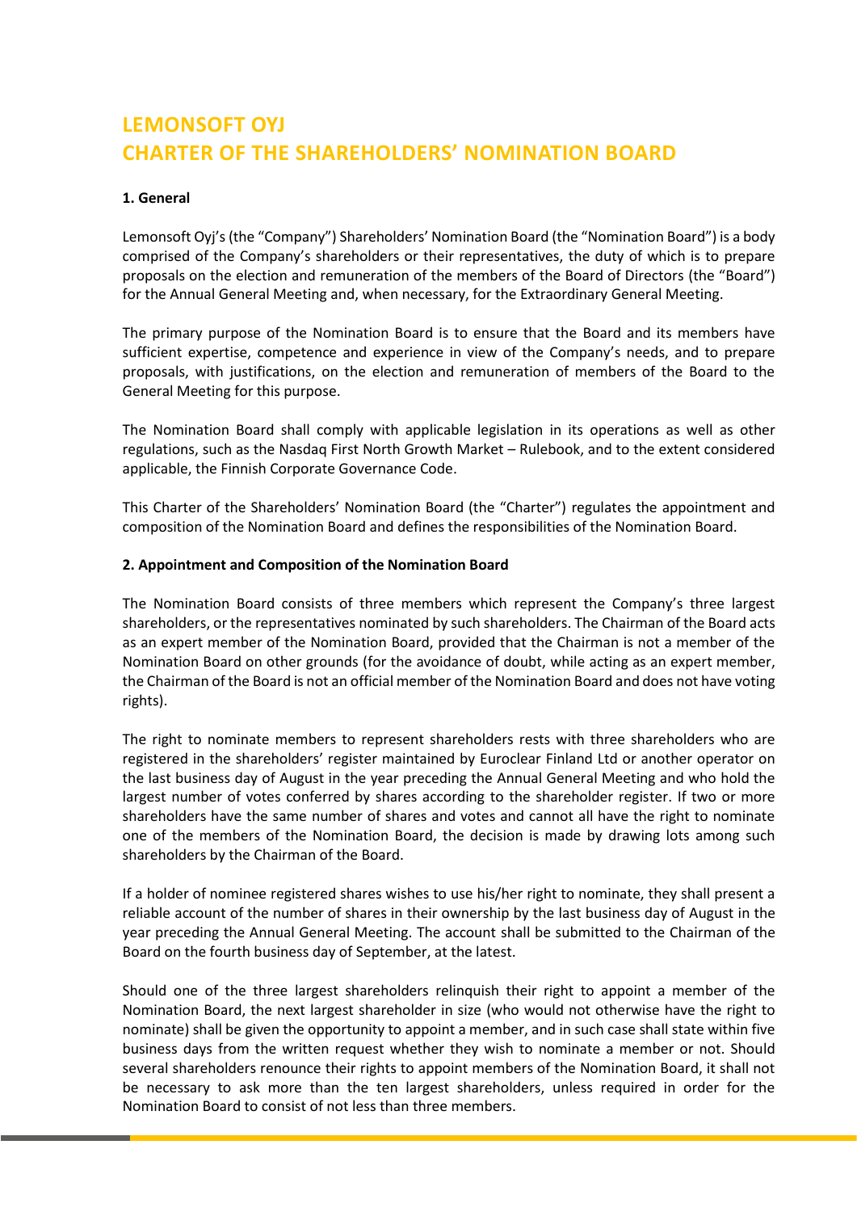# LEMONSOFT OYJ
# CHARTER OF THE SHAREHOLDERS' NOMINATION BOARD

**1. General**

Lemonsoft Oyj's (the "Company") Shareholders' Nomination Board (the "Nomination Board") is a body comprised of the Company's shareholders or their representatives, the duty of which is to prepare proposals on the election and remuneration of the members of the Board of Directors (the "Board") for the Annual General Meeting and, when necessary, for the Extraordinary General Meeting.

The primary purpose of the Nomination Board is to ensure that the Board and its members have sufficient expertise, competence and experience in view of the Company's needs, and to prepare proposals, with justifications, on the election and remuneration of members of the Board to the General Meeting for this purpose.

The Nomination Board shall comply with applicable legislation in its operations as well as other regulations, such as the Nasdaq First North Growth Market – Rulebook, and to the extent considered applicable, the Finnish Corporate Governance Code.

This Charter of the Shareholders' Nomination Board (the "Charter") regulates the appointment and composition of the Nomination Board and defines the responsibilities of the Nomination Board.

**2. Appointment and Composition of the Nomination Board**

The Nomination Board consists of three members which represent the Company's three largest shareholders, or the representatives nominated by such shareholders. The Chairman of the Board acts as an expert member of the Nomination Board, provided that the Chairman is not a member of the Nomination Board on other grounds (for the avoidance of doubt, while acting as an expert member, the Chairman of the Board is not an official member of the Nomination Board and does not have voting rights).

The right to nominate members to represent shareholders rests with three shareholders who are registered in the shareholders' register maintained by Euroclear Finland Ltd or another operator on the last business day of August in the year preceding the Annual General Meeting and who hold the largest number of votes conferred by shares according to the shareholder register. If two or more shareholders have the same number of shares and votes and cannot all have the right to nominate one of the members of the Nomination Board, the decision is made by drawing lots among such shareholders by the Chairman of the Board.

If a holder of nominee registered shares wishes to use his/her right to nominate, they shall present a reliable account of the number of shares in their ownership by the last business day of August in the year preceding the Annual General Meeting. The account shall be submitted to the Chairman of the Board on the fourth business day of September, at the latest.

Should one of the three largest shareholders relinquish their right to appoint a member of the Nomination Board, the next largest shareholder in size (who would not otherwise have the right to nominate) shall be given the opportunity to appoint a member, and in such case shall state within five business days from the written request whether they wish to nominate a member or not. Should several shareholders renounce their rights to appoint members of the Nomination Board, it shall not be necessary to ask more than the ten largest shareholders, unless required in order for the Nomination Board to consist of not less than three members.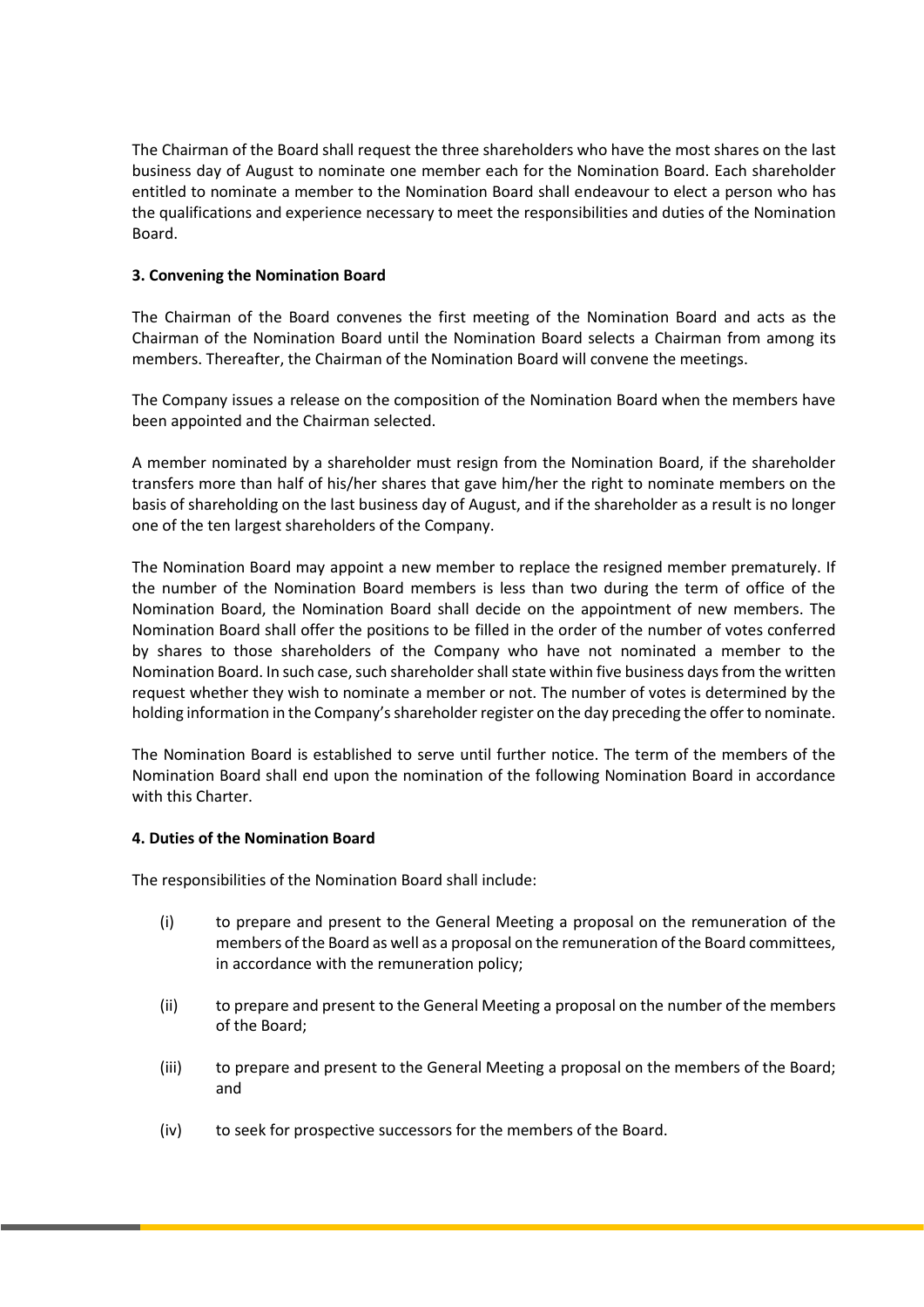The Chairman of the Board shall request the three shareholders who have the most shares on the last business day of August to nominate one member each for the Nomination Board. Each shareholder entitled to nominate a member to the Nomination Board shall endeavour to elect a person who has the qualifications and experience necessary to meet the responsibilities and duties of the Nomination Board.

**3. Convening the Nomination Board**

The Chairman of the Board convenes the first meeting of the Nomination Board and acts as the Chairman of the Nomination Board until the Nomination Board selects a Chairman from among its members. Thereafter, the Chairman of the Nomination Board will convene the meetings.

The Company issues a release on the composition of the Nomination Board when the members have been appointed and the Chairman selected.

A member nominated by a shareholder must resign from the Nomination Board, if the shareholder transfers more than half of his/her shares that gave him/her the right to nominate members on the basis of shareholding on the last business day of August, and if the shareholder as a result is no longer one of the ten largest shareholders of the Company.

The Nomination Board may appoint a new member to replace the resigned member prematurely. If the number of the Nomination Board members is less than two during the term of office of the Nomination Board, the Nomination Board shall decide on the appointment of new members. The Nomination Board shall offer the positions to be filled in the order of the number of votes conferred by shares to those shareholders of the Company who have not nominated a member to the Nomination Board. In such case, such shareholder shall state within five business days from the written request whether they wish to nominate a member or not. The number of votes is determined by the holding information in the Company's shareholder register on the day preceding the offer to nominate.

The Nomination Board is established to serve until further notice. The term of the members of the Nomination Board shall end upon the nomination of the following Nomination Board in accordance with this Charter.

**4. Duties of the Nomination Board**

The responsibilities of the Nomination Board shall include:

(i) to prepare and present to the General Meeting a proposal on the remuneration of the members of the Board as well as a proposal on the remuneration of the Board committees, in accordance with the remuneration policy;

(ii) to prepare and present to the General Meeting a proposal on the number of the members of the Board;

(iii) to prepare and present to the General Meeting a proposal on the members of the Board; and

(iv) to seek for prospective successors for the members of the Board.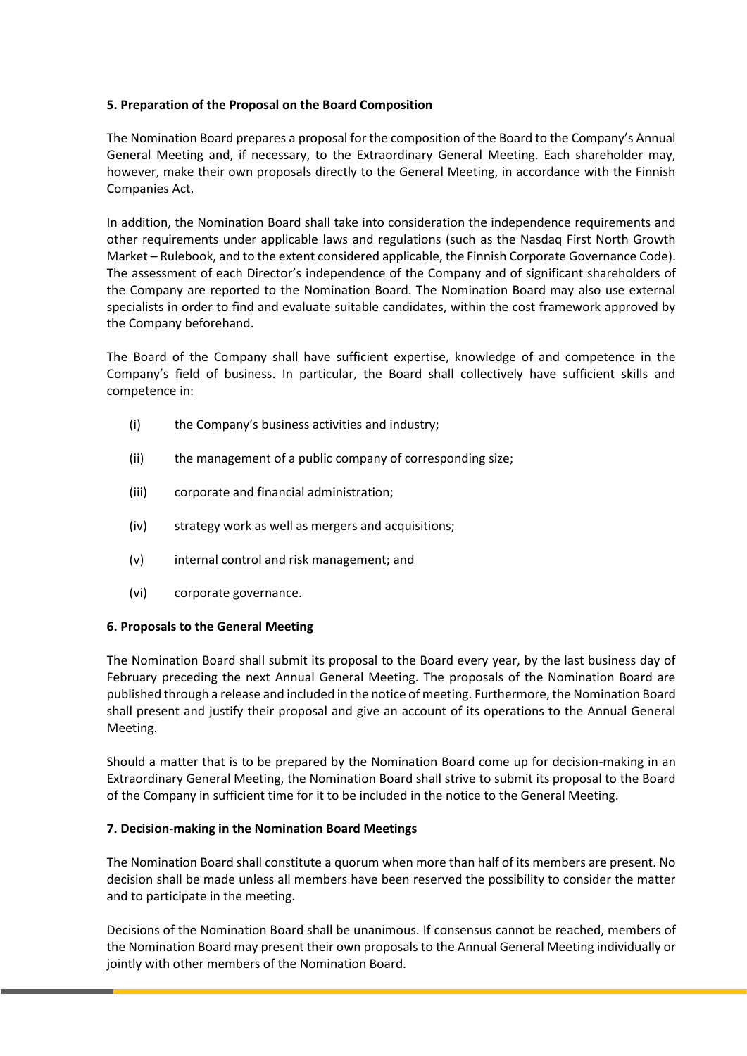### 5. Preparation of the Proposal on the Board Composition

The Nomination Board prepares a proposal for the composition of the Board to the Company's Annual General Meeting and, if necessary, to the Extraordinary General Meeting. Each shareholder may, however, make their own proposals directly to the General Meeting, in accordance with the Finnish Companies Act.

In addition, the Nomination Board shall take into consideration the independence requirements and other requirements under applicable laws and regulations (such as the Nasdaq First North Growth Market – Rulebook, and to the extent considered applicable, the Finnish Corporate Governance Code). The assessment of each Director's independence of the Company and of significant shareholders of the Company are reported to the Nomination Board. The Nomination Board may also use external specialists in order to find and evaluate suitable candidates, within the cost framework approved by the Company beforehand.

The Board of the Company shall have sufficient expertise, knowledge of and competence in the Company's field of business. In particular, the Board shall collectively have sufficient skills and competence in:

(i) the Company's business activities and industry;

(ii) the management of a public company of corresponding size;

(iii) corporate and financial administration;

(iv) strategy work as well as mergers and acquisitions;

(v) internal control and risk management; and

(vi) corporate governance.

### 6. Proposals to the General Meeting

The Nomination Board shall submit its proposal to the Board every year, by the last business day of February preceding the next Annual General Meeting. The proposals of the Nomination Board are published through a release and included in the notice of meeting. Furthermore, the Nomination Board shall present and justify their proposal and give an account of its operations to the Annual General Meeting.

Should a matter that is to be prepared by the Nomination Board come up for decision-making in an Extraordinary General Meeting, the Nomination Board shall strive to submit its proposal to the Board of the Company in sufficient time for it to be included in the notice to the General Meeting.

### 7. Decision-making in the Nomination Board Meetings

The Nomination Board shall constitute a quorum when more than half of its members are present. No decision shall be made unless all members have been reserved the possibility to consider the matter and to participate in the meeting.

Decisions of the Nomination Board shall be unanimous. If consensus cannot be reached, members of the Nomination Board may present their own proposals to the Annual General Meeting individually or jointly with other members of the Nomination Board.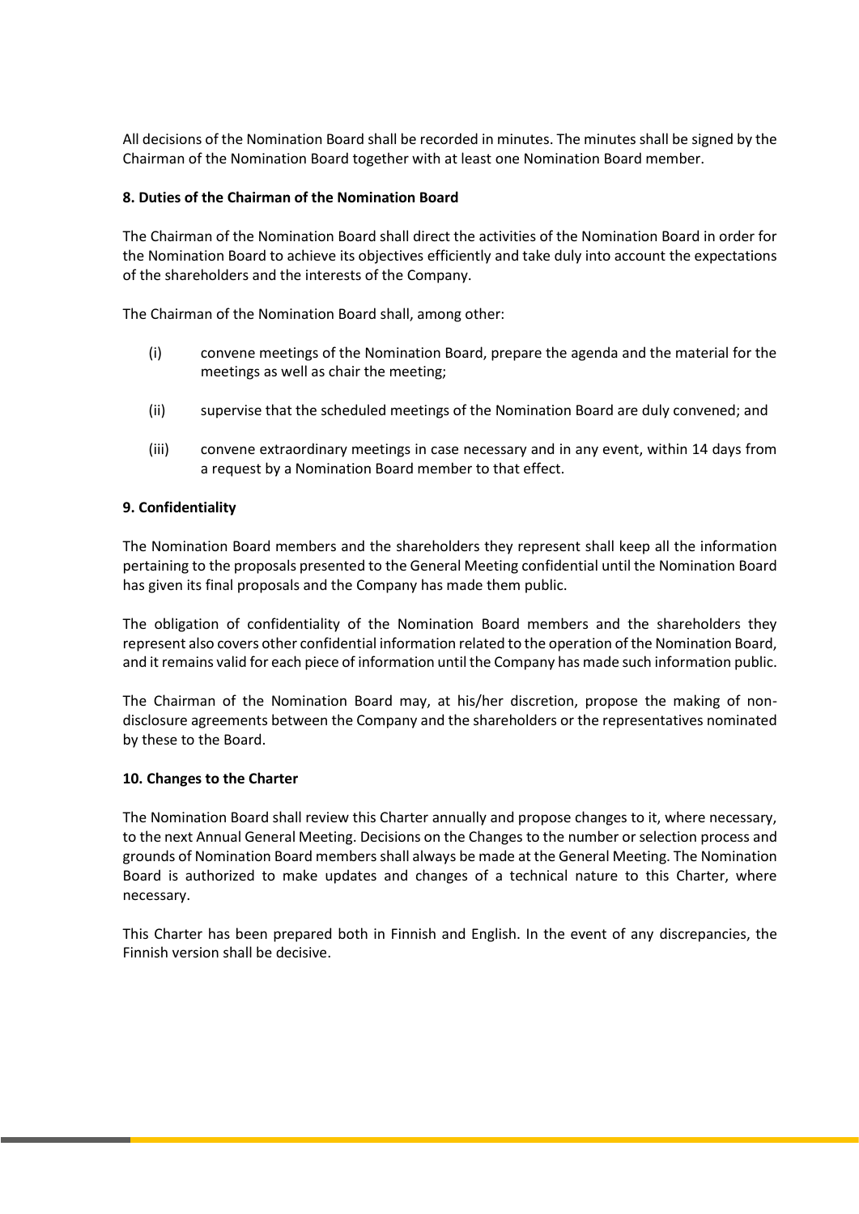All decisions of the Nomination Board shall be recorded in minutes. The minutes shall be signed by the Chairman of the Nomination Board together with at least one Nomination Board member.

**8. Duties of the Chairman of the Nomination Board**

The Chairman of the Nomination Board shall direct the activities of the Nomination Board in order for the Nomination Board to achieve its objectives efficiently and take duly into account the expectations of the shareholders and the interests of the Company.

The Chairman of the Nomination Board shall, among other:

- (i) convene meetings of the Nomination Board, prepare the agenda and the material for the meetings as well as chair the meeting;
- (ii) supervise that the scheduled meetings of the Nomination Board are duly convened; and
- (iii) convene extraordinary meetings in case necessary and in any event, within 14 days from a request by a Nomination Board member to that effect.

**9. Confidentiality**

The Nomination Board members and the shareholders they represent shall keep all the information pertaining to the proposals presented to the General Meeting confidential until the Nomination Board has given its final proposals and the Company has made them public.

The obligation of confidentiality of the Nomination Board members and the shareholders they represent also covers other confidential information related to the operation of the Nomination Board, and it remains valid for each piece of information until the Company has made such information public.

The Chairman of the Nomination Board may, at his/her discretion, propose the making of non-disclosure agreements between the Company and the shareholders or the representatives nominated by these to the Board.

**10. Changes to the Charter**

The Nomination Board shall review this Charter annually and propose changes to it, where necessary, to the next Annual General Meeting. Decisions on the Changes to the number or selection process and grounds of Nomination Board members shall always be made at the General Meeting. The Nomination Board is authorized to make updates and changes of a technical nature to this Charter, where necessary.

This Charter has been prepared both in Finnish and English. In the event of any discrepancies, the Finnish version shall be decisive.